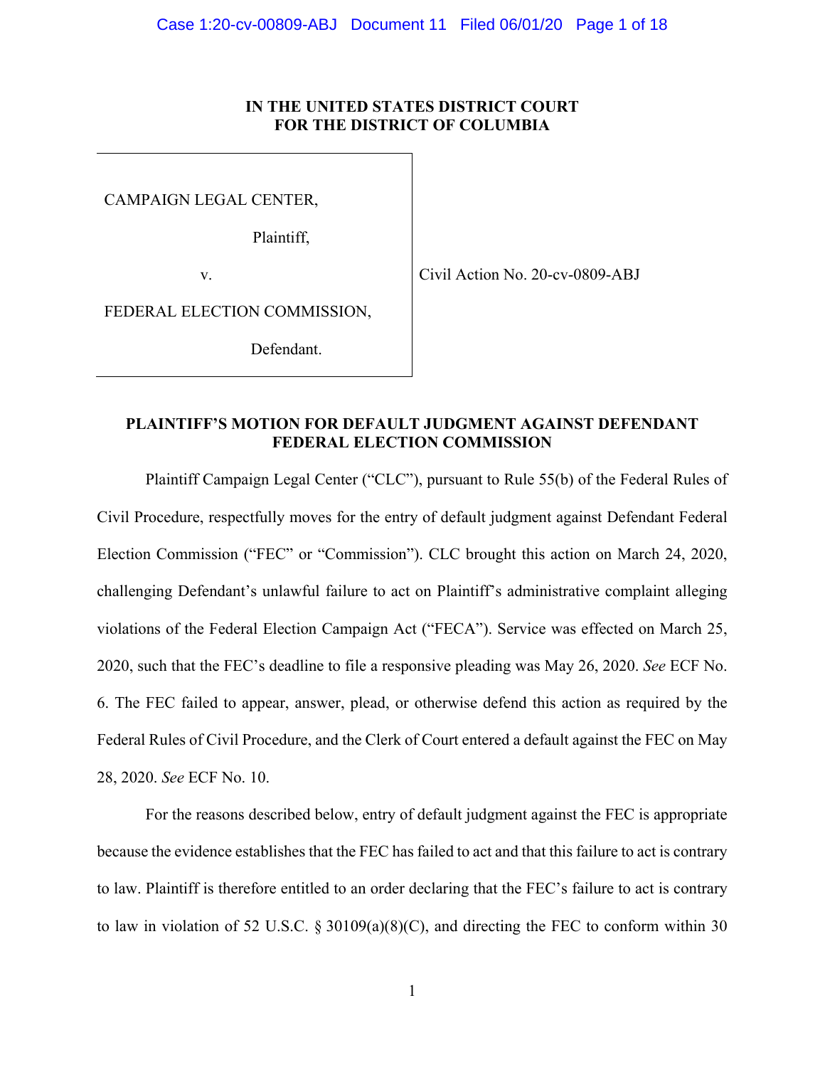**IN THE UNITED STATES DISTRICT COURT**
**FOR THE DISTRICT OF COLUMBIA**

| | |
|---|---|
| CAMPAIGN LEGAL CENTER,<br><br>Plaintiff,<br><br>v.<br><br>FEDERAL ELECTION COMMISSION,<br><br>Defendant. | Civil Action No. 20-cv-0809-ABJ |

**PLAINTIFF'S MOTION FOR DEFAULT JUDGMENT AGAINST DEFENDANT FEDERAL ELECTION COMMISSION**

Plaintiff Campaign Legal Center ("CLC"), pursuant to Rule 55(b) of the Federal Rules of Civil Procedure, respectfully moves for the entry of default judgment against Defendant Federal Election Commission ("FEC" or "Commission"). CLC brought this action on March 24, 2020, challenging Defendant's unlawful failure to act on Plaintiff's administrative complaint alleging violations of the Federal Election Campaign Act ("FECA"). Service was effected on March 25, 2020, such that the FEC's deadline to file a responsive pleading was May 26, 2020. *See* ECF No. 6. The FEC failed to appear, answer, plead, or otherwise defend this action as required by the Federal Rules of Civil Procedure, and the Clerk of Court entered a default against the FEC on May 28, 2020. *See* ECF No. 10.

For the reasons described below, entry of default judgment against the FEC is appropriate because the evidence establishes that the FEC has failed to act and that this failure to act is contrary to law. Plaintiff is therefore entitled to an order declaring that the FEC's failure to act is contrary to law in violation of 52 U.S.C. § 30109(a)(8)(C), and directing the FEC to conform within 30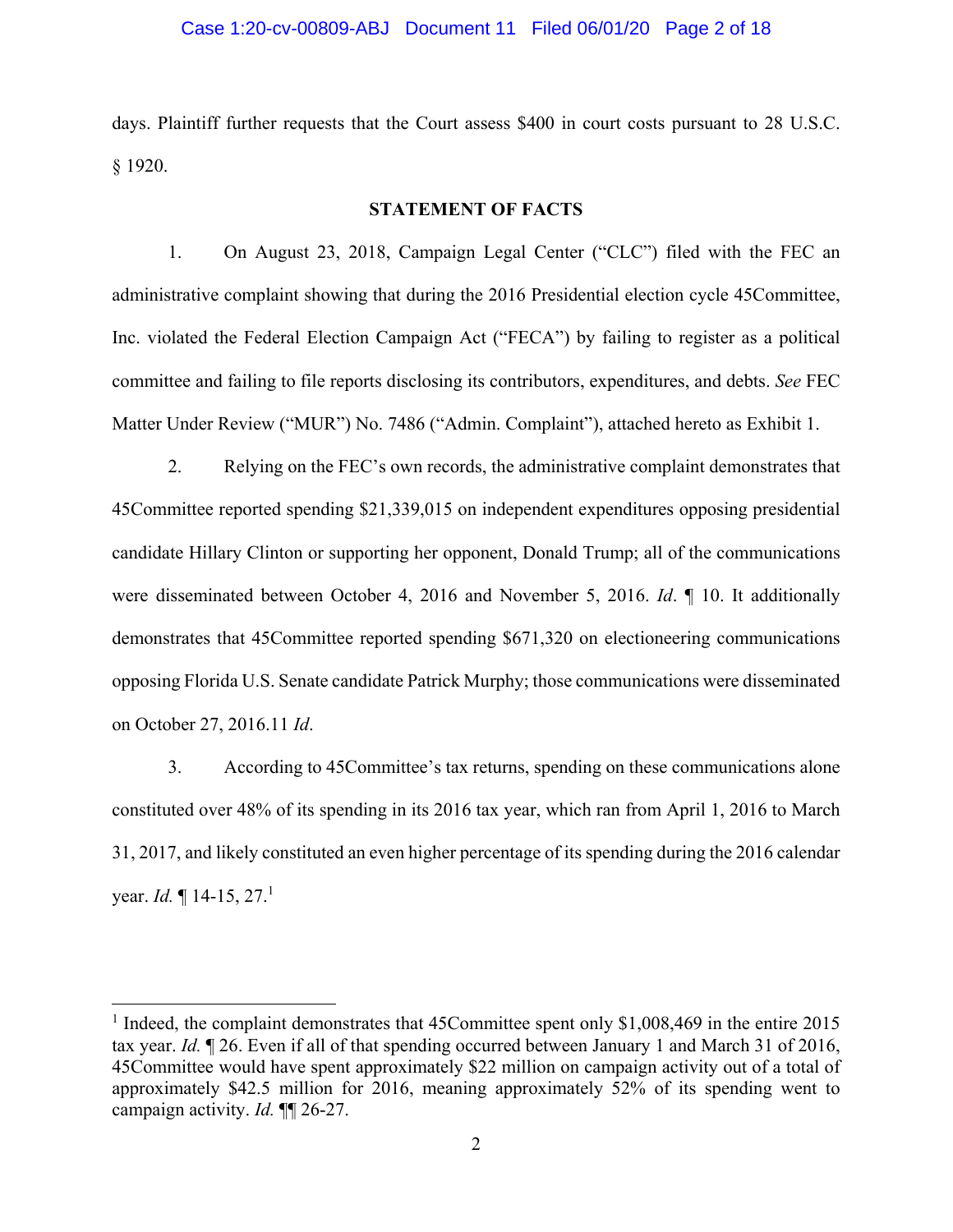days. Plaintiff further requests that the Court assess $400 in court costs pursuant to 28 U.S.C. § 1920.

**STATEMENT OF FACTS**

1. On August 23, 2018, Campaign Legal Center ("CLC") filed with the FEC an administrative complaint showing that during the 2016 Presidential election cycle 45Committee, Inc. violated the Federal Election Campaign Act ("FECA") by failing to register as a political committee and failing to file reports disclosing its contributors, expenditures, and debts. *See* FEC Matter Under Review ("MUR") No. 7486 ("Admin. Complaint"), attached hereto as Exhibit 1.

2. Relying on the FEC's own records, the administrative complaint demonstrates that 45Committee reported spending $21,339,015 on independent expenditures opposing presidential candidate Hillary Clinton or supporting her opponent, Donald Trump; all of the communications were disseminated between October 4, 2016 and November 5, 2016. *Id*. ¶ 10. It additionally demonstrates that 45Committee reported spending $671,320 on electioneering communications opposing Florida U.S. Senate candidate Patrick Murphy; those communications were disseminated on October 27, 2016.11 *Id*.

3. According to 45Committee's tax returns, spending on these communications alone constituted over 48% of its spending in its 2016 tax year, which ran from April 1, 2016 to March 31, 2017, and likely constituted an even higher percentage of its spending during the 2016 calendar year. *Id.* ¶ 14-15, 27.[1]

[1] Indeed, the complaint demonstrates that 45Committee spent only $1,008,469 in the entire 2015 tax year. *Id.* ¶ 26. Even if all of that spending occurred between January 1 and March 31 of 2016, 45Committee would have spent approximately $22 million on campaign activity out of a total of approximately $42.5 million for 2016, meaning approximately 52% of its spending went to campaign activity. *Id.* ¶¶ 26-27.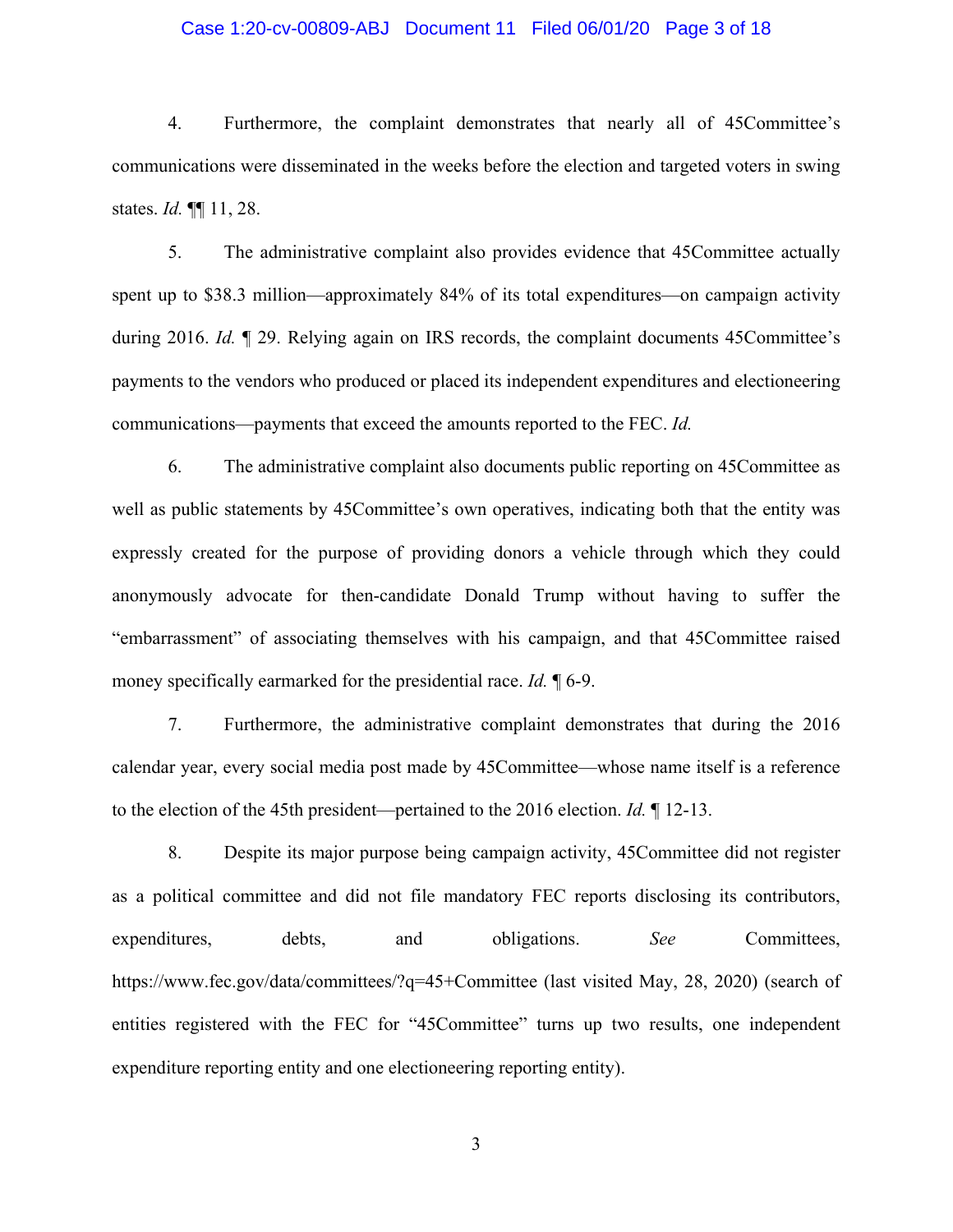4. Furthermore, the complaint demonstrates that nearly all of 45Committee's communications were disseminated in the weeks before the election and targeted voters in swing states. *Id.* ¶¶ 11, 28.

5. The administrative complaint also provides evidence that 45Committee actually spent up to $38.3 million—approximately 84% of its total expenditures—on campaign activity during 2016. *Id.* ¶ 29. Relying again on IRS records, the complaint documents 45Committee's payments to the vendors who produced or placed its independent expenditures and electioneering communications—payments that exceed the amounts reported to the FEC. *Id.*

6. The administrative complaint also documents public reporting on 45Committee as well as public statements by 45Committee's own operatives, indicating both that the entity was expressly created for the purpose of providing donors a vehicle through which they could anonymously advocate for then-candidate Donald Trump without having to suffer the "embarrassment" of associating themselves with his campaign, and that 45Committee raised money specifically earmarked for the presidential race. *Id.* ¶ 6-9.

7. Furthermore, the administrative complaint demonstrates that during the 2016 calendar year, every social media post made by 45Committee—whose name itself is a reference to the election of the 45th president—pertained to the 2016 election. *Id.* ¶ 12-13.

8. Despite its major purpose being campaign activity, 45Committee did not register as a political committee and did not file mandatory FEC reports disclosing its contributors, expenditures, debts, and obligations. *See* Committees, https://www.fec.gov/data/committees/?q=45+Committee (last visited May, 28, 2020) (search of entities registered with the FEC for "45Committee" turns up two results, one independent expenditure reporting entity and one electioneering reporting entity).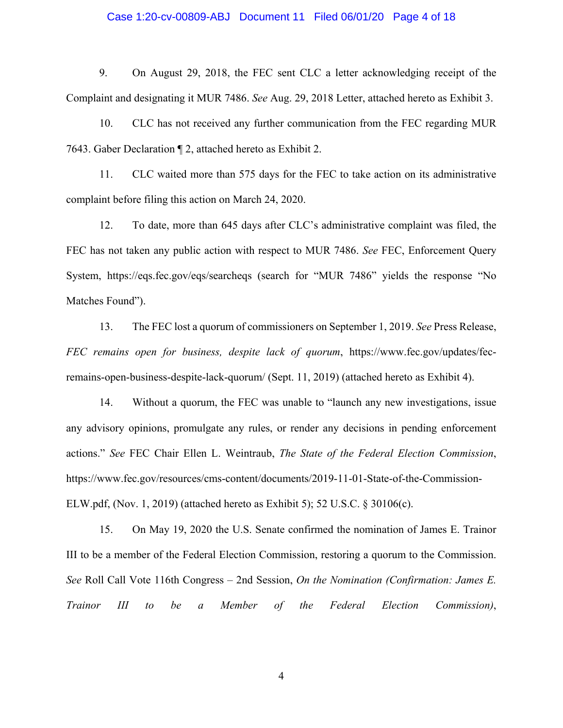9. On August 29, 2018, the FEC sent CLC a letter acknowledging receipt of the Complaint and designating it MUR 7486. *See* Aug. 29, 2018 Letter, attached hereto as Exhibit 3.

10. CLC has not received any further communication from the FEC regarding MUR 7643. Gaber Declaration ¶ 2, attached hereto as Exhibit 2.

11. CLC waited more than 575 days for the FEC to take action on its administrative complaint before filing this action on March 24, 2020.

12. To date, more than 645 days after CLC's administrative complaint was filed, the FEC has not taken any public action with respect to MUR 7486. *See* FEC, Enforcement Query System, https://eqs.fec.gov/eqs/searcheqs (search for "MUR 7486" yields the response "No Matches Found").

13. The FEC lost a quorum of commissioners on September 1, 2019. *See* Press Release, *FEC remains open for business, despite lack of quorum*, https://www.fec.gov/updates/fec-remains-open-business-despite-lack-quorum/ (Sept. 11, 2019) (attached hereto as Exhibit 4).

14. Without a quorum, the FEC was unable to "launch any new investigations, issue any advisory opinions, promulgate any rules, or render any decisions in pending enforcement actions." *See* FEC Chair Ellen L. Weintraub, *The State of the Federal Election Commission*, https://www.fec.gov/resources/cms-content/documents/2019-11-01-State-of-the-Commission-ELW.pdf, (Nov. 1, 2019) (attached hereto as Exhibit 5); 52 U.S.C. § 30106(c).

15. On May 19, 2020 the U.S. Senate confirmed the nomination of James E. Trainor III to be a member of the Federal Election Commission, restoring a quorum to the Commission. *See* Roll Call Vote 116th Congress – 2nd Session, *On the Nomination (Confirmation: James E. Trainor III to be a Member of the Federal Election Commission)*,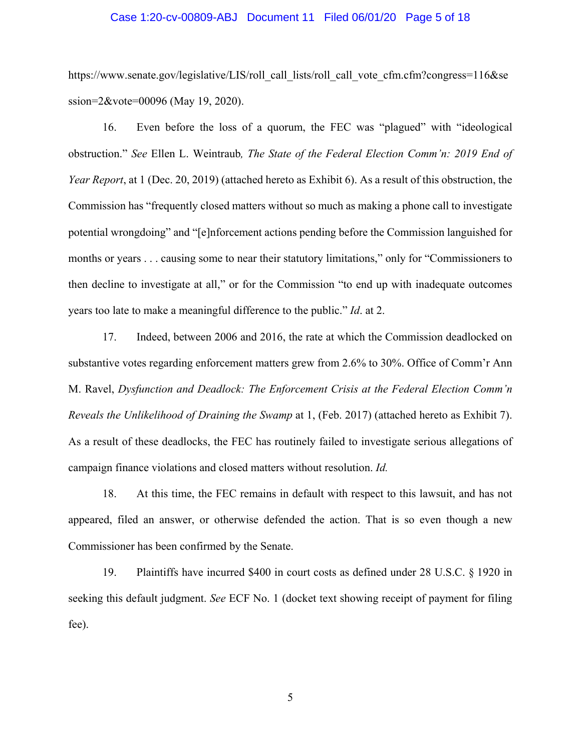https://www.senate.gov/legislative/LIS/roll_call_lists/roll_call_vote_cfm.cfm?congress=116&session=2&vote=00096 (May 19, 2020).

16. Even before the loss of a quorum, the FEC was "plagued" with "ideological obstruction." *See* Ellen L. Weintraub*, The State of the Federal Election Comm'n: 2019 End of Year Report*, at 1 (Dec. 20, 2019) (attached hereto as Exhibit 6). As a result of this obstruction, the Commission has "frequently closed matters without so much as making a phone call to investigate potential wrongdoing" and "[e]nforcement actions pending before the Commission languished for months or years . . . causing some to near their statutory limitations," only for "Commissioners to then decline to investigate at all," or for the Commission "to end up with inadequate outcomes years too late to make a meaningful difference to the public." *Id*. at 2.

17. Indeed, between 2006 and 2016, the rate at which the Commission deadlocked on substantive votes regarding enforcement matters grew from 2.6% to 30%. Office of Comm'r Ann M. Ravel, *Dysfunction and Deadlock: The Enforcement Crisis at the Federal Election Comm'n Reveals the Unlikelihood of Draining the Swamp* at 1, (Feb. 2017) (attached hereto as Exhibit 7). As a result of these deadlocks, the FEC has routinely failed to investigate serious allegations of campaign finance violations and closed matters without resolution. *Id.*

18. At this time, the FEC remains in default with respect to this lawsuit, and has not appeared, filed an answer, or otherwise defended the action. That is so even though a new Commissioner has been confirmed by the Senate.

19. Plaintiffs have incurred $400 in court costs as defined under 28 U.S.C. § 1920 in seeking this default judgment. *See* ECF No. 1 (docket text showing receipt of payment for filing fee).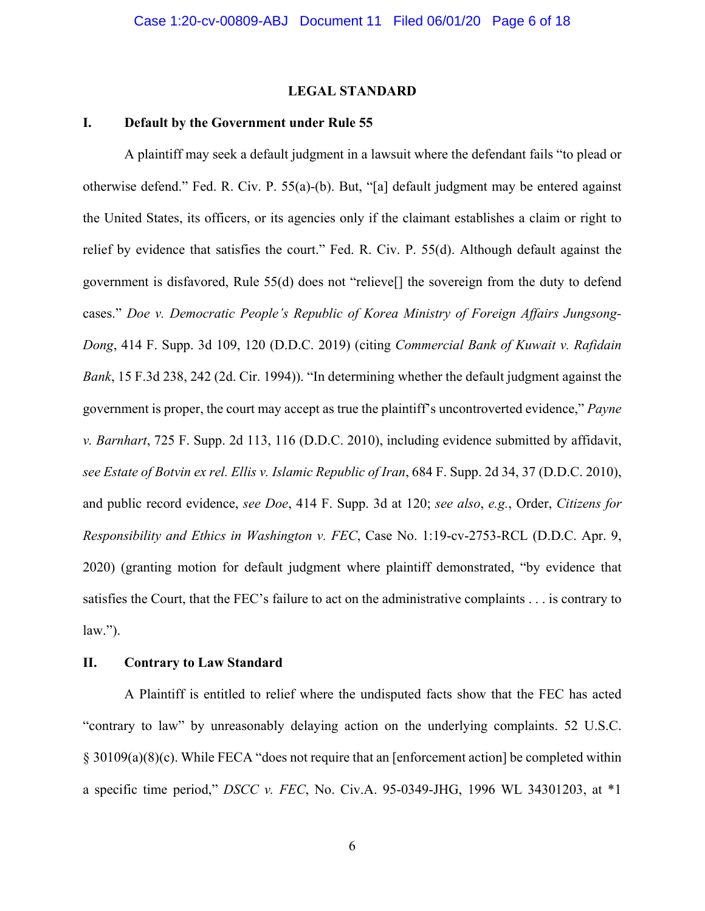## LEGAL STANDARD

### I. Default by the Government under Rule 55

A plaintiff may seek a default judgment in a lawsuit where the defendant fails "to plead or otherwise defend." Fed. R. Civ. P. 55(a)-(b). But, "[a] default judgment may be entered against the United States, its officers, or its agencies only if the claimant establishes a claim or right to relief by evidence that satisfies the court." Fed. R. Civ. P. 55(d). Although default against the government is disfavored, Rule 55(d) does not "relieve[] the sovereign from the duty to defend cases." *Doe v. Democratic People's Republic of Korea Ministry of Foreign Affairs Jungsong-Dong*, 414 F. Supp. 3d 109, 120 (D.D.C. 2019) (citing *Commercial Bank of Kuwait v. Rafidain Bank*, 15 F.3d 238, 242 (2d. Cir. 1994)). "In determining whether the default judgment against the government is proper, the court may accept as true the plaintiff's uncontroverted evidence," *Payne v. Barnhart*, 725 F. Supp. 2d 113, 116 (D.D.C. 2010), including evidence submitted by affidavit, *see Estate of Botvin ex rel. Ellis v. Islamic Republic of Iran*, 684 F. Supp. 2d 34, 37 (D.D.C. 2010), and public record evidence, *see Doe*, 414 F. Supp. 3d at 120; *see also*, *e.g.*, Order, *Citizens for Responsibility and Ethics in Washington v. FEC*, Case No. 1:19-cv-2753-RCL (D.D.C. Apr. 9, 2020) (granting motion for default judgment where plaintiff demonstrated, "by evidence that satisfies the Court, that the FEC's failure to act on the administrative complaints . . . is contrary to law.").

### II. Contrary to Law Standard

A Plaintiff is entitled to relief where the undisputed facts show that the FEC has acted "contrary to law" by unreasonably delaying action on the underlying complaints. 52 U.S.C. § 30109(a)(8)(c). While FECA "does not require that an [enforcement action] be completed within a specific time period," *DSCC v. FEC*, No. Civ.A. 95-0349-JHG, 1996 WL 34301203, at *1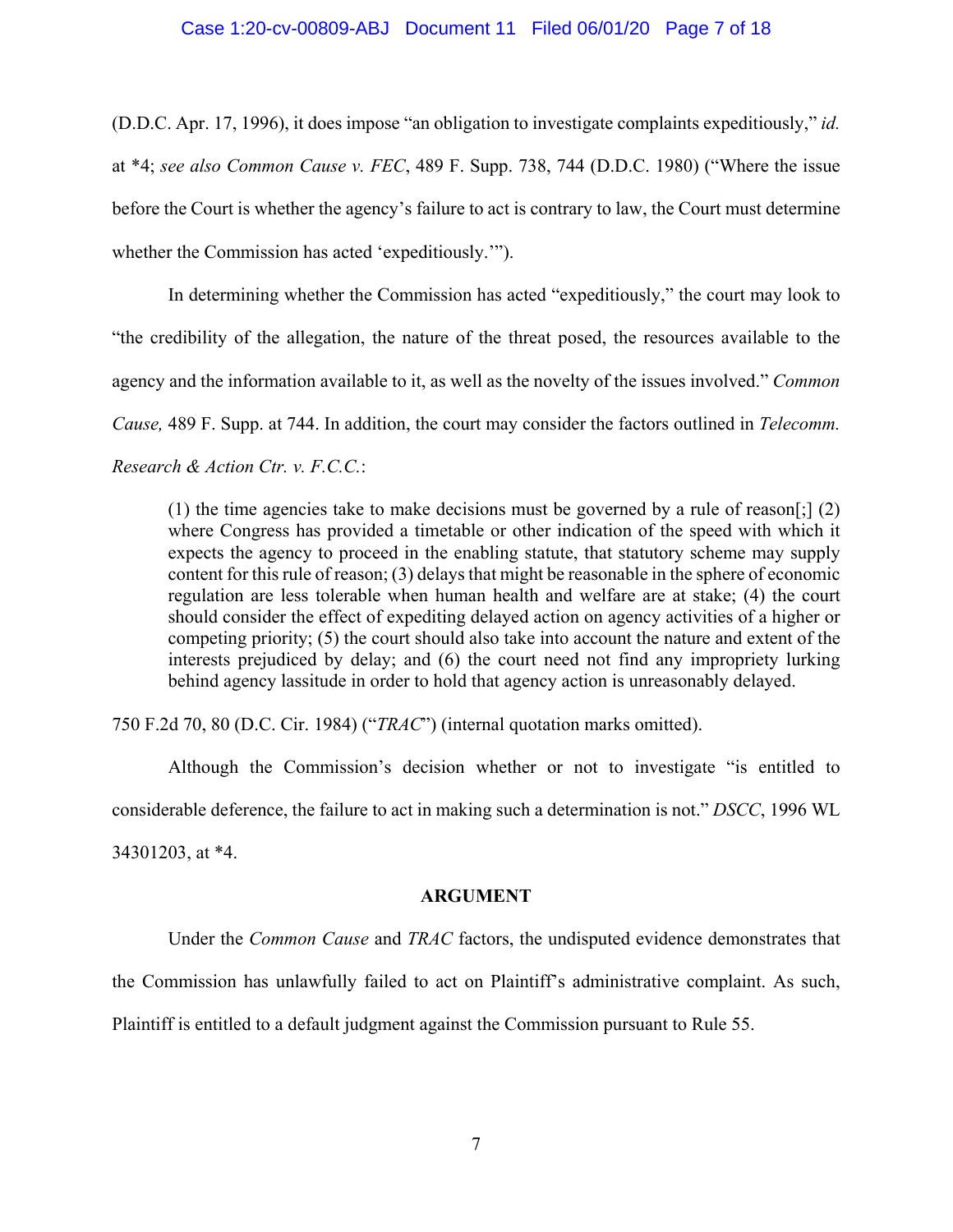(D.D.C. Apr. 17, 1996), it does impose "an obligation to investigate complaints expeditiously," *id.* at *4; *see also Common Cause v. FEC*, 489 F. Supp. 738, 744 (D.D.C. 1980) ("Where the issue before the Court is whether the agency's failure to act is contrary to law, the Court must determine whether the Commission has acted 'expeditiously.'").

In determining whether the Commission has acted "expeditiously," the court may look to "the credibility of the allegation, the nature of the threat posed, the resources available to the agency and the information available to it, as well as the novelty of the issues involved." *Common Cause,* 489 F. Supp. at 744. In addition, the court may consider the factors outlined in *Telecomm. Research & Action Ctr. v. F.C.C.*:

> (1) the time agencies take to make decisions must be governed by a rule of reason[;] (2) where Congress has provided a timetable or other indication of the speed with which it expects the agency to proceed in the enabling statute, that statutory scheme may supply content for this rule of reason; (3) delays that might be reasonable in the sphere of economic regulation are less tolerable when human health and welfare are at stake; (4) the court should consider the effect of expediting delayed action on agency activities of a higher or competing priority; (5) the court should also take into account the nature and extent of the interests prejudiced by delay; and (6) the court need not find any impropriety lurking behind agency lassitude in order to hold that agency action is unreasonably delayed.

750 F.2d 70, 80 (D.C. Cir. 1984) ("*TRAC*") (internal quotation marks omitted).

Although the Commission's decision whether or not to investigate "is entitled to considerable deference, the failure to act in making such a determination is not." *DSCC*, 1996 WL 34301203, at *4.

## ARGUMENT

Under the *Common Cause* and *TRAC* factors, the undisputed evidence demonstrates that the Commission has unlawfully failed to act on Plaintiff's administrative complaint. As such, Plaintiff is entitled to a default judgment against the Commission pursuant to Rule 55.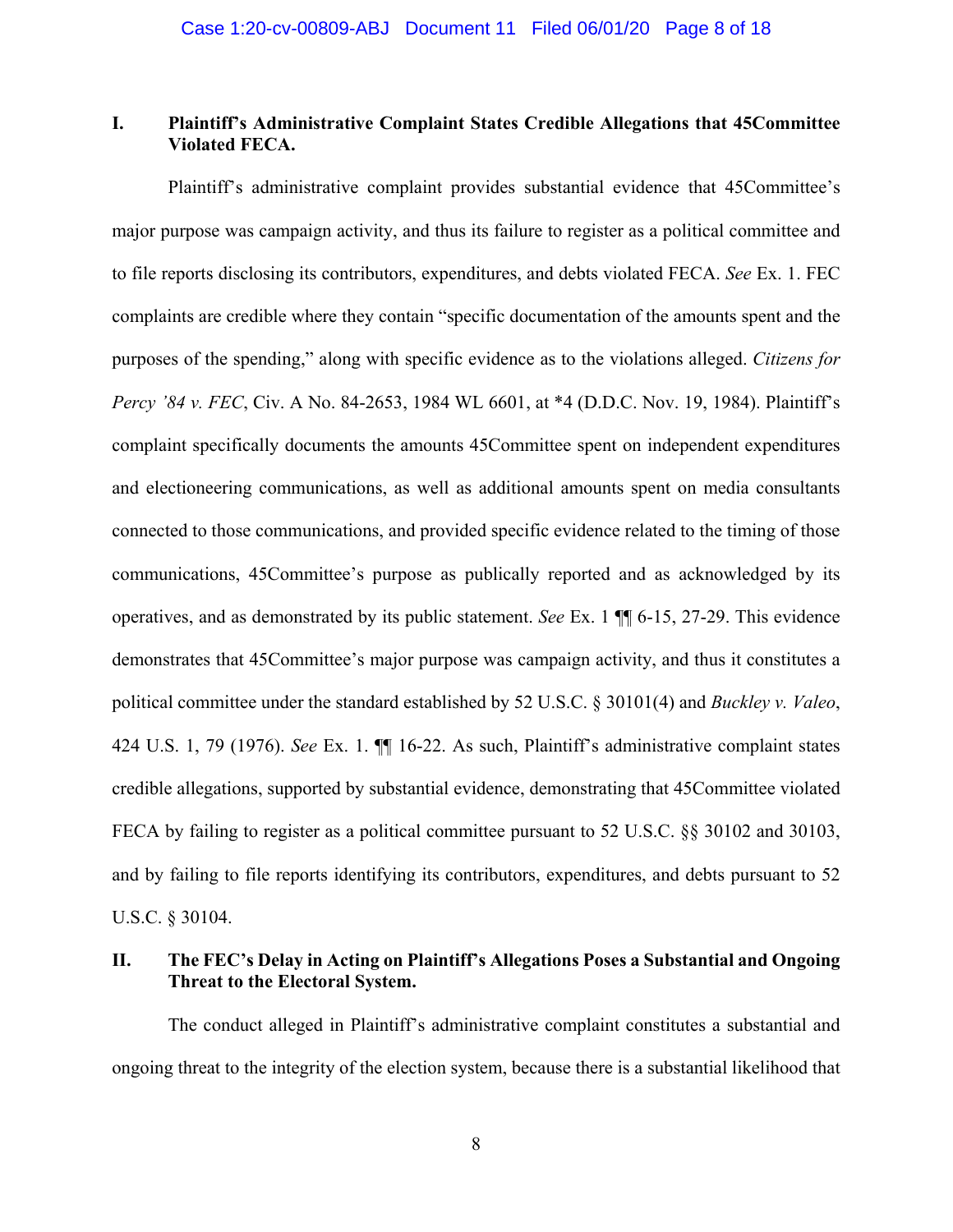## I. Plaintiff's Administrative Complaint States Credible Allegations that 45Committee Violated FECA.

Plaintiff's administrative complaint provides substantial evidence that 45Committee's major purpose was campaign activity, and thus its failure to register as a political committee and to file reports disclosing its contributors, expenditures, and debts violated FECA. *See* Ex. 1. FEC complaints are credible where they contain "specific documentation of the amounts spent and the purposes of the spending," along with specific evidence as to the violations alleged. *Citizens for Percy '84 v. FEC*, Civ. A No. 84-2653, 1984 WL 6601, at *4 (D.D.C. Nov. 19, 1984). Plaintiff's complaint specifically documents the amounts 45Committee spent on independent expenditures and electioneering communications, as well as additional amounts spent on media consultants connected to those communications, and provided specific evidence related to the timing of those communications, 45Committee's purpose as publically reported and as acknowledged by its operatives, and as demonstrated by its public statement. *See* Ex. 1 ¶¶ 6-15, 27-29. This evidence demonstrates that 45Committee's major purpose was campaign activity, and thus it constitutes a political committee under the standard established by 52 U.S.C. § 30101(4) and *Buckley v. Valeo*, 424 U.S. 1, 79 (1976). *See* Ex. 1. ¶¶ 16-22. As such, Plaintiff's administrative complaint states credible allegations, supported by substantial evidence, demonstrating that 45Committee violated FECA by failing to register as a political committee pursuant to 52 U.S.C. §§ 30102 and 30103, and by failing to file reports identifying its contributors, expenditures, and debts pursuant to 52 U.S.C. § 30104.

## II. The FEC's Delay in Acting on Plaintiff's Allegations Poses a Substantial and Ongoing Threat to the Electoral System.

The conduct alleged in Plaintiff's administrative complaint constitutes a substantial and ongoing threat to the integrity of the election system, because there is a substantial likelihood that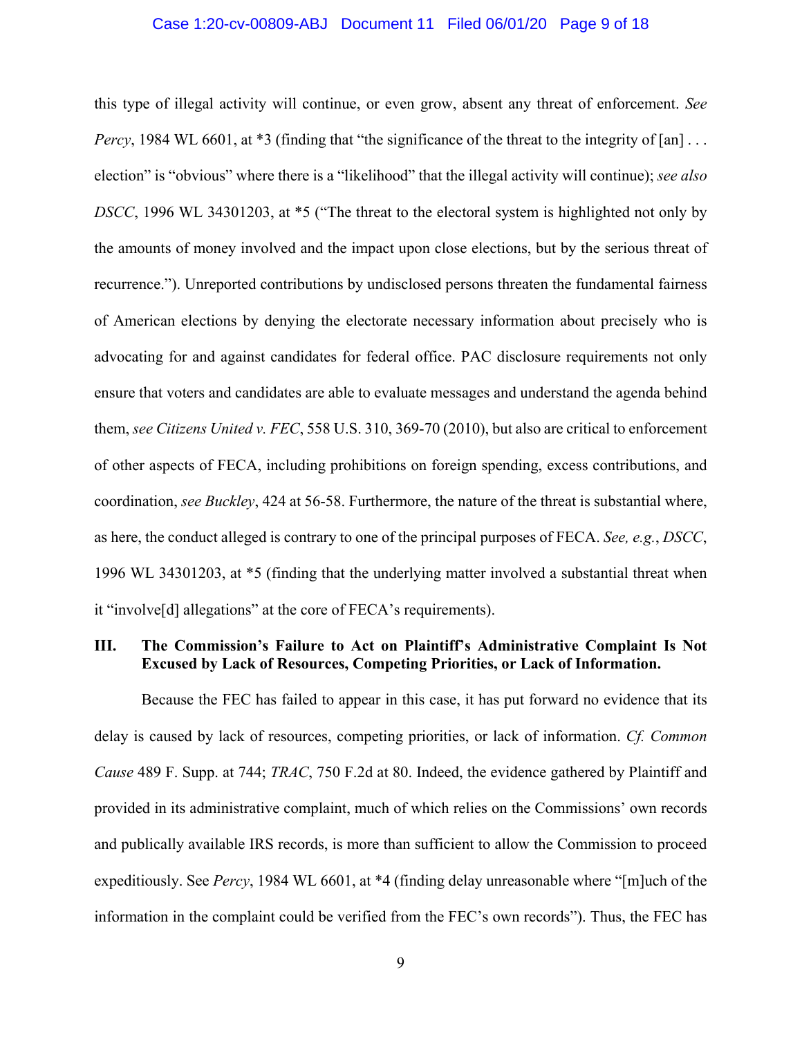this type of illegal activity will continue, or even grow, absent any threat of enforcement. *See Percy*, 1984 WL 6601, at *3 (finding that "the significance of the threat to the integrity of [an] . . . election" is "obvious" where there is a "likelihood" that the illegal activity will continue); *see also DSCC*, 1996 WL 34301203, at *5 ("The threat to the electoral system is highlighted not only by the amounts of money involved and the impact upon close elections, but by the serious threat of recurrence."). Unreported contributions by undisclosed persons threaten the fundamental fairness of American elections by denying the electorate necessary information about precisely who is advocating for and against candidates for federal office. PAC disclosure requirements not only ensure that voters and candidates are able to evaluate messages and understand the agenda behind them, *see Citizens United v. FEC*, 558 U.S. 310, 369-70 (2010), but also are critical to enforcement of other aspects of FECA, including prohibitions on foreign spending, excess contributions, and coordination, *see Buckley*, 424 at 56-58. Furthermore, the nature of the threat is substantial where, as here, the conduct alleged is contrary to one of the principal purposes of FECA. *See, e.g.*, *DSCC*, 1996 WL 34301203, at *5 (finding that the underlying matter involved a substantial threat when it "involve[d] allegations" at the core of FECA's requirements).

## III. The Commission's Failure to Act on Plaintiff's Administrative Complaint Is Not Excused by Lack of Resources, Competing Priorities, or Lack of Information.

Because the FEC has failed to appear in this case, it has put forward no evidence that its delay is caused by lack of resources, competing priorities, or lack of information. *Cf. Common Cause* 489 F. Supp. at 744; *TRAC*, 750 F.2d at 80. Indeed, the evidence gathered by Plaintiff and provided in its administrative complaint, much of which relies on the Commissions' own records and publically available IRS records, is more than sufficient to allow the Commission to proceed expeditiously. See *Percy*, 1984 WL 6601, at *4 (finding delay unreasonable where "[m]uch of the information in the complaint could be verified from the FEC's own records"). Thus, the FEC has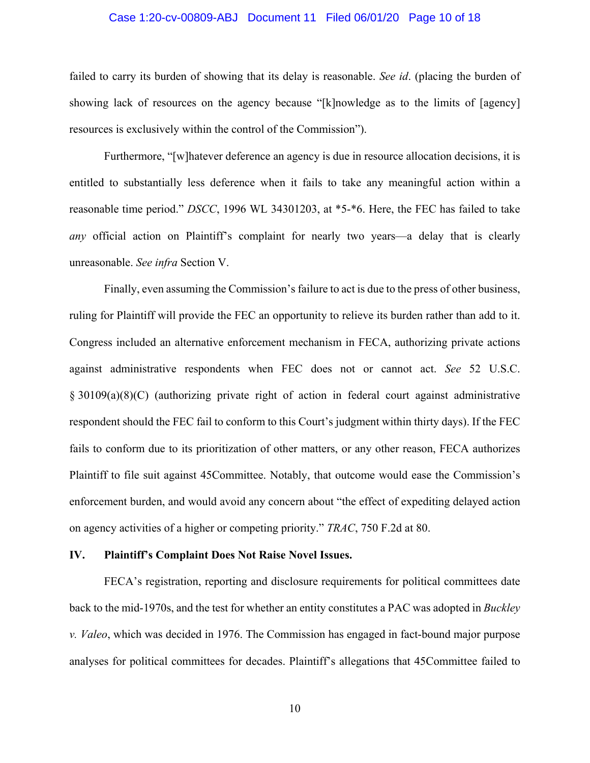failed to carry its burden of showing that its delay is reasonable. *See id*. (placing the burden of showing lack of resources on the agency because "[k]nowledge as to the limits of [agency] resources is exclusively within the control of the Commission").

Furthermore, "[w]hatever deference an agency is due in resource allocation decisions, it is entitled to substantially less deference when it fails to take any meaningful action within a reasonable time period." *DSCC*, 1996 WL 34301203, at *5-*6. Here, the FEC has failed to take *any* official action on Plaintiff's complaint for nearly two years—a delay that is clearly unreasonable. *See infra* Section V.

Finally, even assuming the Commission's failure to act is due to the press of other business, ruling for Plaintiff will provide the FEC an opportunity to relieve its burden rather than add to it. Congress included an alternative enforcement mechanism in FECA, authorizing private actions against administrative respondents when FEC does not or cannot act. *See* 52 U.S.C. § 30109(a)(8)(C) (authorizing private right of action in federal court against administrative respondent should the FEC fail to conform to this Court's judgment within thirty days). If the FEC fails to conform due to its prioritization of other matters, or any other reason, FECA authorizes Plaintiff to file suit against 45Committee. Notably, that outcome would ease the Commission's enforcement burden, and would avoid any concern about "the effect of expediting delayed action on agency activities of a higher or competing priority." *TRAC*, 750 F.2d at 80.

## IV. Plaintiff's Complaint Does Not Raise Novel Issues.

FECA's registration, reporting and disclosure requirements for political committees date back to the mid-1970s, and the test for whether an entity constitutes a PAC was adopted in *Buckley v. Valeo*, which was decided in 1976. The Commission has engaged in fact-bound major purpose analyses for political committees for decades. Plaintiff's allegations that 45Committee failed to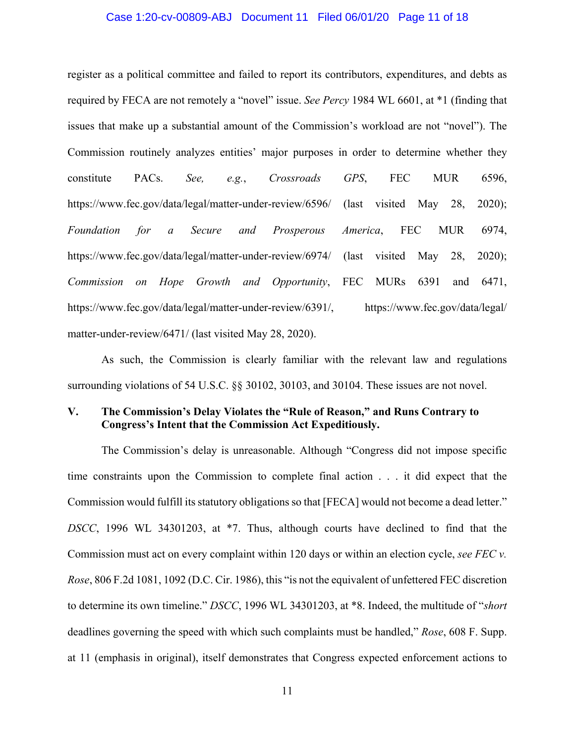register as a political committee and failed to report its contributors, expenditures, and debts as required by FECA are not remotely a "novel" issue. *See Percy* 1984 WL 6601, at *1 (finding that issues that make up a substantial amount of the Commission's workload are not "novel"). The Commission routinely analyzes entities' major purposes in order to determine whether they constitute PACs. *See, e.g.*, *Crossroads GPS*, FEC MUR 6596, https://www.fec.gov/data/legal/matter-under-review/6596/ (last visited May 28, 2020); *Foundation for a Secure and Prosperous America*, FEC MUR 6974, https://www.fec.gov/data/legal/matter-under-review/6974/ (last visited May 28, 2020); *Commission on Hope Growth and Opportunity*, FEC MURs 6391 and 6471, https://www.fec.gov/data/legal/matter-under-review/6391/, https://www.fec.gov/data/legal/matter-under-review/6471/ (last visited May 28, 2020).

As such, the Commission is clearly familiar with the relevant law and regulations surrounding violations of 54 U.S.C. §§ 30102, 30103, and 30104. These issues are not novel.

## V. The Commission's Delay Violates the "Rule of Reason," and Runs Contrary to Congress's Intent that the Commission Act Expeditiously.

The Commission's delay is unreasonable. Although "Congress did not impose specific time constraints upon the Commission to complete final action . . . it did expect that the Commission would fulfill its statutory obligations so that [FECA] would not become a dead letter." *DSCC*, 1996 WL 34301203, at *7. Thus, although courts have declined to find that the Commission must act on every complaint within 120 days or within an election cycle, *see FEC v. Rose*, 806 F.2d 1081, 1092 (D.C. Cir. 1986), this "is not the equivalent of unfettered FEC discretion to determine its own timeline." *DSCC*, 1996 WL 34301203, at *8. Indeed, the multitude of "*short* deadlines governing the speed with which such complaints must be handled," *Rose*, 608 F. Supp. at 11 (emphasis in original), itself demonstrates that Congress expected enforcement actions to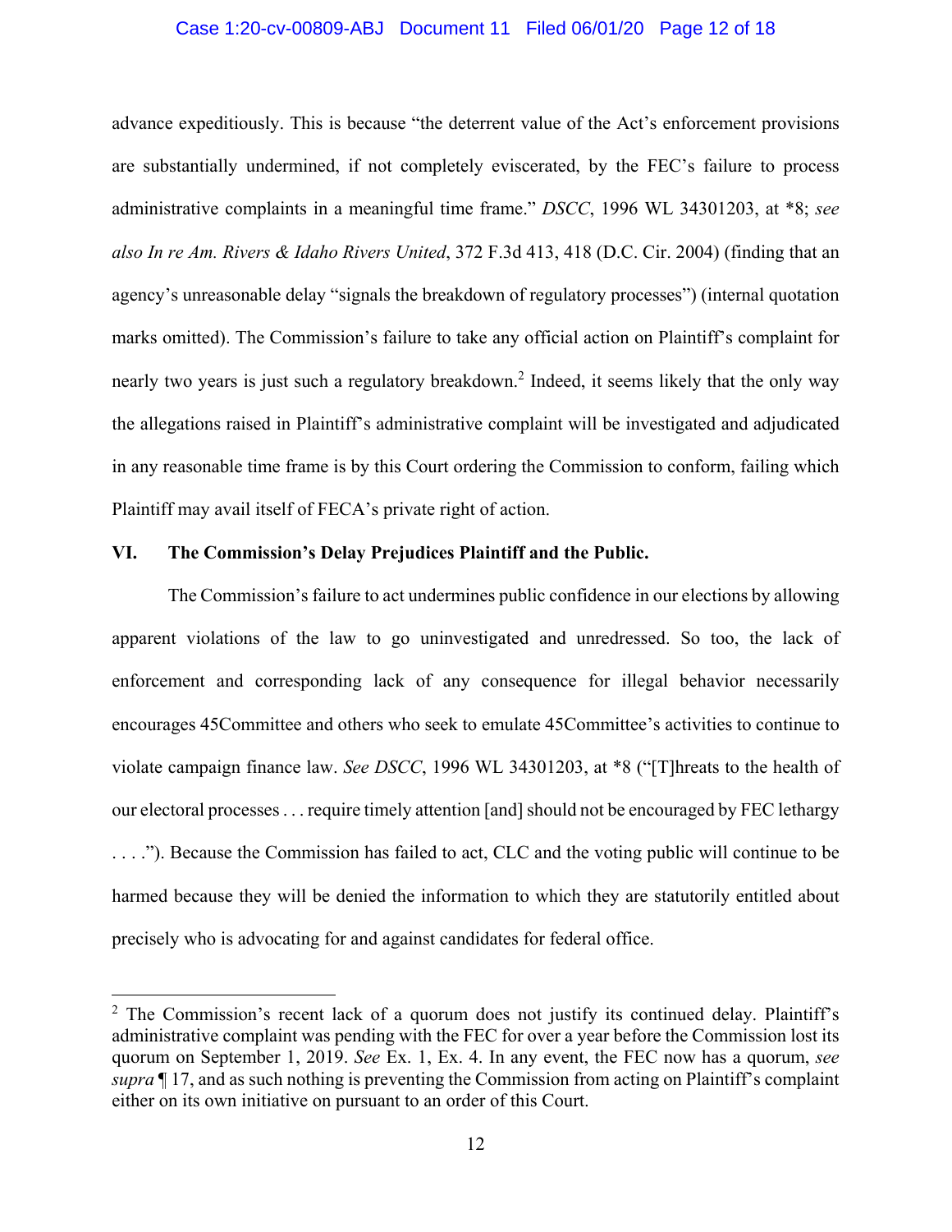advance expeditiously. This is because "the deterrent value of the Act's enforcement provisions are substantially undermined, if not completely eviscerated, by the FEC's failure to process administrative complaints in a meaningful time frame." *DSCC*, 1996 WL 34301203, at *8; *see also In re Am. Rivers & Idaho Rivers United*, 372 F.3d 413, 418 (D.C. Cir. 2004) (finding that an agency's unreasonable delay "signals the breakdown of regulatory processes") (internal quotation marks omitted). The Commission's failure to take any official action on Plaintiff's complaint for nearly two years is just such a regulatory breakdown.[2] Indeed, it seems likely that the only way the allegations raised in Plaintiff's administrative complaint will be investigated and adjudicated in any reasonable time frame is by this Court ordering the Commission to conform, failing which Plaintiff may avail itself of FECA's private right of action.

## VI. The Commission's Delay Prejudices Plaintiff and the Public.

The Commission's failure to act undermines public confidence in our elections by allowing apparent violations of the law to go uninvestigated and unredressed. So too, the lack of enforcement and corresponding lack of any consequence for illegal behavior necessarily encourages 45Committee and others who seek to emulate 45Committee's activities to continue to violate campaign finance law. *See DSCC*, 1996 WL 34301203, at *8 ("[T]hreats to the health of our electoral processes . . . require timely attention [and] should not be encouraged by FEC lethargy . . . ."). Because the Commission has failed to act, CLC and the voting public will continue to be harmed because they will be denied the information to which they are statutorily entitled about precisely who is advocating for and against candidates for federal office.

---

[2] The Commission's recent lack of a quorum does not justify its continued delay. Plaintiff's administrative complaint was pending with the FEC for over a year before the Commission lost its quorum on September 1, 2019. *See* Ex. 1, Ex. 4. In any event, the FEC now has a quorum, *see supra* ¶ 17, and as such nothing is preventing the Commission from acting on Plaintiff's complaint either on its own initiative on pursuant to an order of this Court.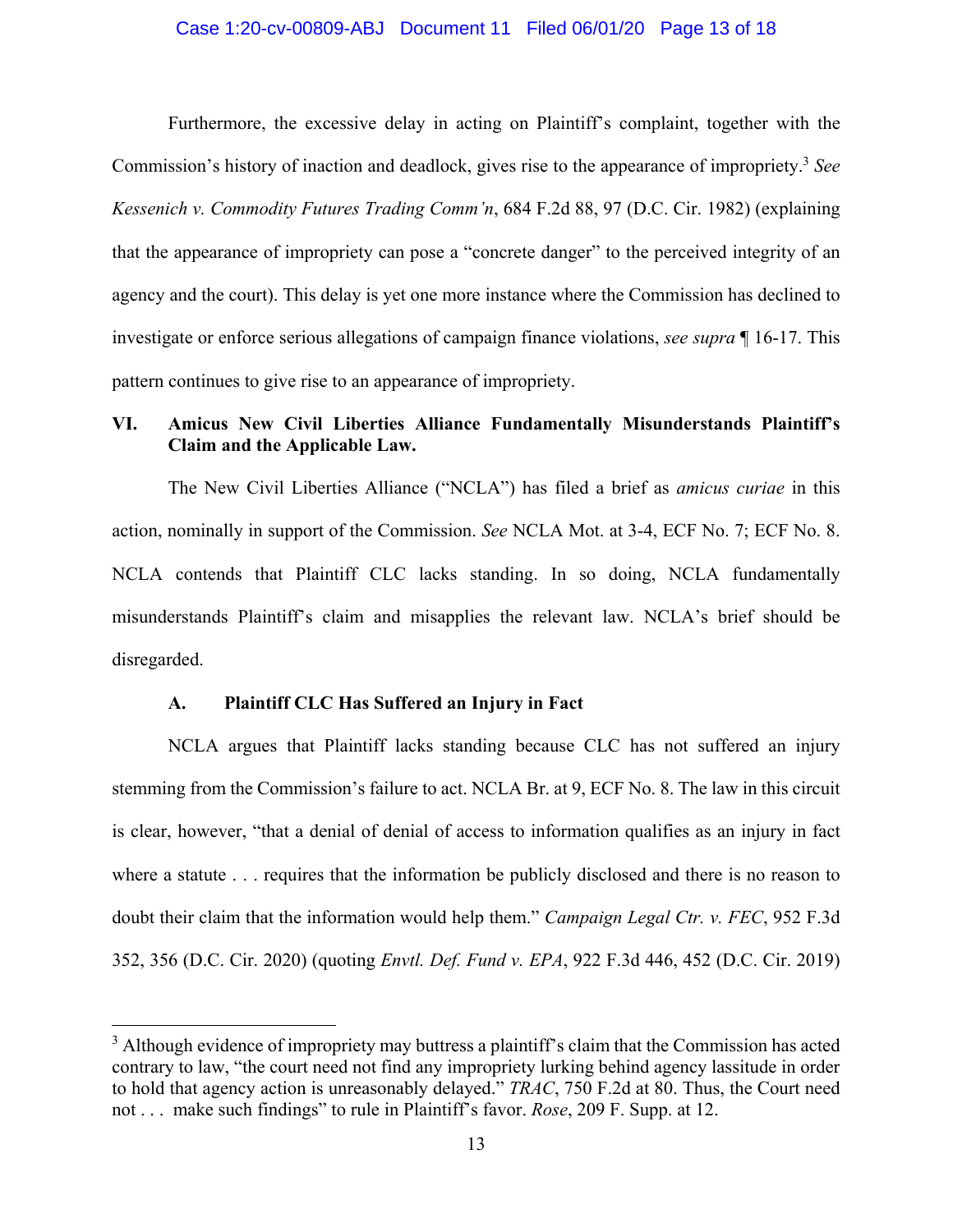Furthermore, the excessive delay in acting on Plaintiff's complaint, together with the Commission's history of inaction and deadlock, gives rise to the appearance of impropriety.[3] *See Kessenich v. Commodity Futures Trading Comm'n*, 684 F.2d 88, 97 (D.C. Cir. 1982) (explaining that the appearance of impropriety can pose a "concrete danger" to the perceived integrity of an agency and the court). This delay is yet one more instance where the Commission has declined to investigate or enforce serious allegations of campaign finance violations, *see supra* ¶ 16-17. This pattern continues to give rise to an appearance of impropriety.

## VI. Amicus New Civil Liberties Alliance Fundamentally Misunderstands Plaintiff's Claim and the Applicable Law.

The New Civil Liberties Alliance ("NCLA") has filed a brief as *amicus curiae* in this action, nominally in support of the Commission. *See* NCLA Mot. at 3-4, ECF No. 7; ECF No. 8. NCLA contends that Plaintiff CLC lacks standing. In so doing, NCLA fundamentally misunderstands Plaintiff's claim and misapplies the relevant law. NCLA's brief should be disregarded.

### A. Plaintiff CLC Has Suffered an Injury in Fact

NCLA argues that Plaintiff lacks standing because CLC has not suffered an injury stemming from the Commission's failure to act. NCLA Br. at 9, ECF No. 8. The law in this circuit is clear, however, "that a denial of denial of access to information qualifies as an injury in fact where a statute . . . requires that the information be publicly disclosed and there is no reason to doubt their claim that the information would help them." *Campaign Legal Ctr. v. FEC*, 952 F.3d 352, 356 (D.C. Cir. 2020) (quoting *Envtl. Def. Fund v. EPA*, 922 F.3d 446, 452 (D.C. Cir. 2019)

---

[3] Although evidence of impropriety may buttress a plaintiff's claim that the Commission has acted contrary to law, "the court need not find any impropriety lurking behind agency lassitude in order to hold that agency action is unreasonably delayed." *TRAC*, 750 F.2d at 80. Thus, the Court need not . . . make such findings" to rule in Plaintiff's favor. *Rose*, 209 F. Supp. at 12.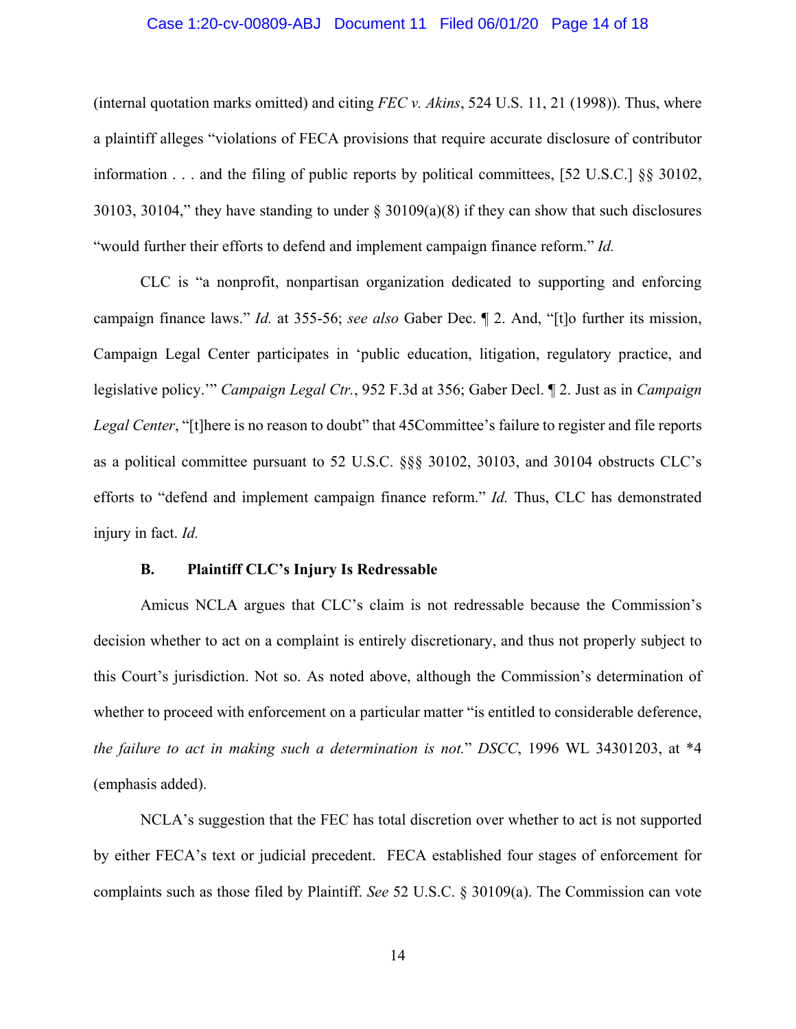(internal quotation marks omitted) and citing *FEC v. Akins*, 524 U.S. 11, 21 (1998)). Thus, where a plaintiff alleges "violations of FECA provisions that require accurate disclosure of contributor information . . . and the filing of public reports by political committees, [52 U.S.C.] §§ 30102, 30103, 30104," they have standing to under § 30109(a)(8) if they can show that such disclosures "would further their efforts to defend and implement campaign finance reform." *Id.*

CLC is "a nonprofit, nonpartisan organization dedicated to supporting and enforcing campaign finance laws." *Id.* at 355-56; *see also* Gaber Dec. ¶ 2. And, "[t]o further its mission, Campaign Legal Center participates in 'public education, litigation, regulatory practice, and legislative policy.'" *Campaign Legal Ctr.*, 952 F.3d at 356; Gaber Decl. ¶ 2. Just as in *Campaign Legal Center*, "[t]here is no reason to doubt" that 45Committee's failure to register and file reports as a political committee pursuant to 52 U.S.C. §§§ 30102, 30103, and 30104 obstructs CLC's efforts to "defend and implement campaign finance reform." *Id.* Thus, CLC has demonstrated injury in fact. *Id.*

### B. Plaintiff CLC's Injury Is Redressable

Amicus NCLA argues that CLC's claim is not redressable because the Commission's decision whether to act on a complaint is entirely discretionary, and thus not properly subject to this Court's jurisdiction. Not so. As noted above, although the Commission's determination of whether to proceed with enforcement on a particular matter "is entitled to considerable deference, *the failure to act in making such a determination is not.*" *DSCC*, 1996 WL 34301203, at *4 (emphasis added).

NCLA's suggestion that the FEC has total discretion over whether to act is not supported by either FECA's text or judicial precedent. FECA established four stages of enforcement for complaints such as those filed by Plaintiff. *See* 52 U.S.C. § 30109(a). The Commission can vote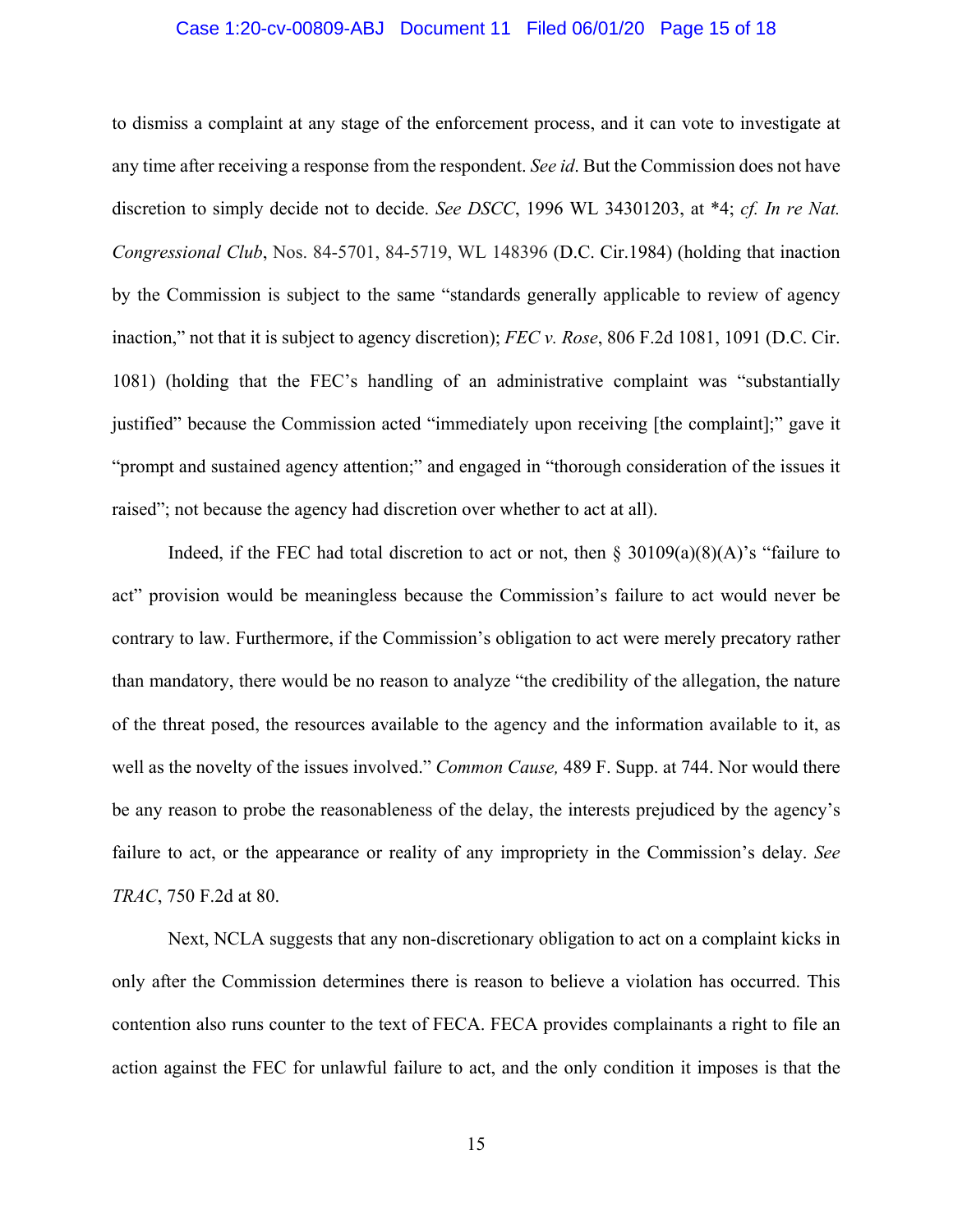to dismiss a complaint at any stage of the enforcement process, and it can vote to investigate at any time after receiving a response from the respondent. *See id*. But the Commission does not have discretion to simply decide not to decide. *See DSCC*, 1996 WL 34301203, at *4; *cf. In re Nat. Congressional Club*, Nos. 84-5701, 84-5719, WL 148396 (D.C. Cir.1984) (holding that inaction by the Commission is subject to the same "standards generally applicable to review of agency inaction," not that it is subject to agency discretion); *FEC v. Rose*, 806 F.2d 1081, 1091 (D.C. Cir. 1081) (holding that the FEC's handling of an administrative complaint was "substantially justified" because the Commission acted "immediately upon receiving [the complaint];" gave it "prompt and sustained agency attention;" and engaged in "thorough consideration of the issues it raised"; not because the agency had discretion over whether to act at all).

Indeed, if the FEC had total discretion to act or not, then § 30109(a)(8)(A)'s "failure to act" provision would be meaningless because the Commission's failure to act would never be contrary to law. Furthermore, if the Commission's obligation to act were merely precatory rather than mandatory, there would be no reason to analyze "the credibility of the allegation, the nature of the threat posed, the resources available to the agency and the information available to it, as well as the novelty of the issues involved." *Common Cause,* 489 F. Supp. at 744. Nor would there be any reason to probe the reasonableness of the delay, the interests prejudiced by the agency's failure to act, or the appearance or reality of any impropriety in the Commission's delay. *See TRAC*, 750 F.2d at 80.

Next, NCLA suggests that any non-discretionary obligation to act on a complaint kicks in only after the Commission determines there is reason to believe a violation has occurred. This contention also runs counter to the text of FECA. FECA provides complainants a right to file an action against the FEC for unlawful failure to act, and the only condition it imposes is that the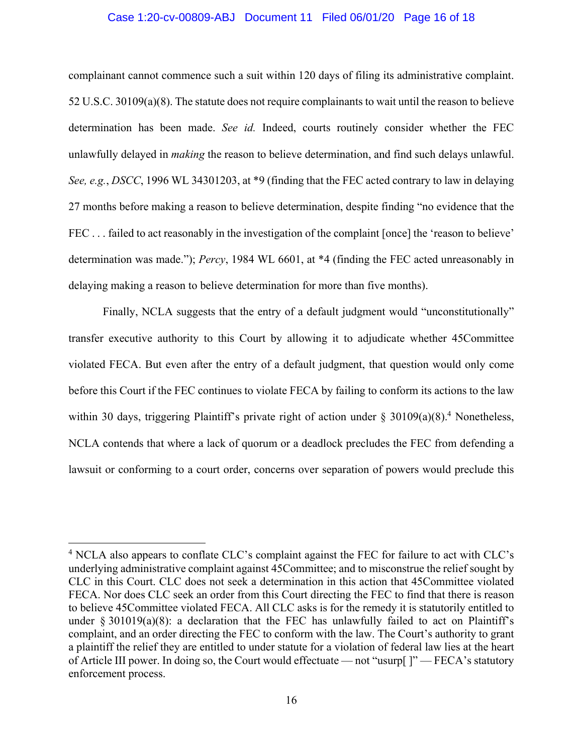complainant cannot commence such a suit within 120 days of filing its administrative complaint. 52 U.S.C. 30109(a)(8). The statute does not require complainants to wait until the reason to believe determination has been made. *See id.* Indeed, courts routinely consider whether the FEC unlawfully delayed in *making* the reason to believe determination, and find such delays unlawful. *See, e.g.*, *DSCC*, 1996 WL 34301203, at *9 (finding that the FEC acted contrary to law in delaying 27 months before making a reason to believe determination, despite finding "no evidence that the FEC . . . failed to act reasonably in the investigation of the complaint [once] the 'reason to believe' determination was made."); *Percy*, 1984 WL 6601, at *4 (finding the FEC acted unreasonably in delaying making a reason to believe determination for more than five months).

Finally, NCLA suggests that the entry of a default judgment would "unconstitutionally" transfer executive authority to this Court by allowing it to adjudicate whether 45Committee violated FECA. But even after the entry of a default judgment, that question would only come before this Court if the FEC continues to violate FECA by failing to conform its actions to the law within 30 days, triggering Plaintiff's private right of action under § 30109(a)(8).[4] Nonetheless, NCLA contends that where a lack of quorum or a deadlock precludes the FEC from defending a lawsuit or conforming to a court order, concerns over separation of powers would preclude this

---

[4] NCLA also appears to conflate CLC's complaint against the FEC for failure to act with CLC's underlying administrative complaint against 45Committee; and to misconstrue the relief sought by CLC in this Court. CLC does not seek a determination in this action that 45Committee violated FECA. Nor does CLC seek an order from this Court directing the FEC to find that there is reason to believe 45Committee violated FECA. All CLC asks is for the remedy it is statutorily entitled to under § 301019(a)(8): a declaration that the FEC has unlawfully failed to act on Plaintiff's complaint, and an order directing the FEC to conform with the law. The Court's authority to grant a plaintiff the relief they are entitled to under statute for a violation of federal law lies at the heart of Article III power. In doing so, the Court would effectuate — not "usurp[ ]" — FECA's statutory enforcement process.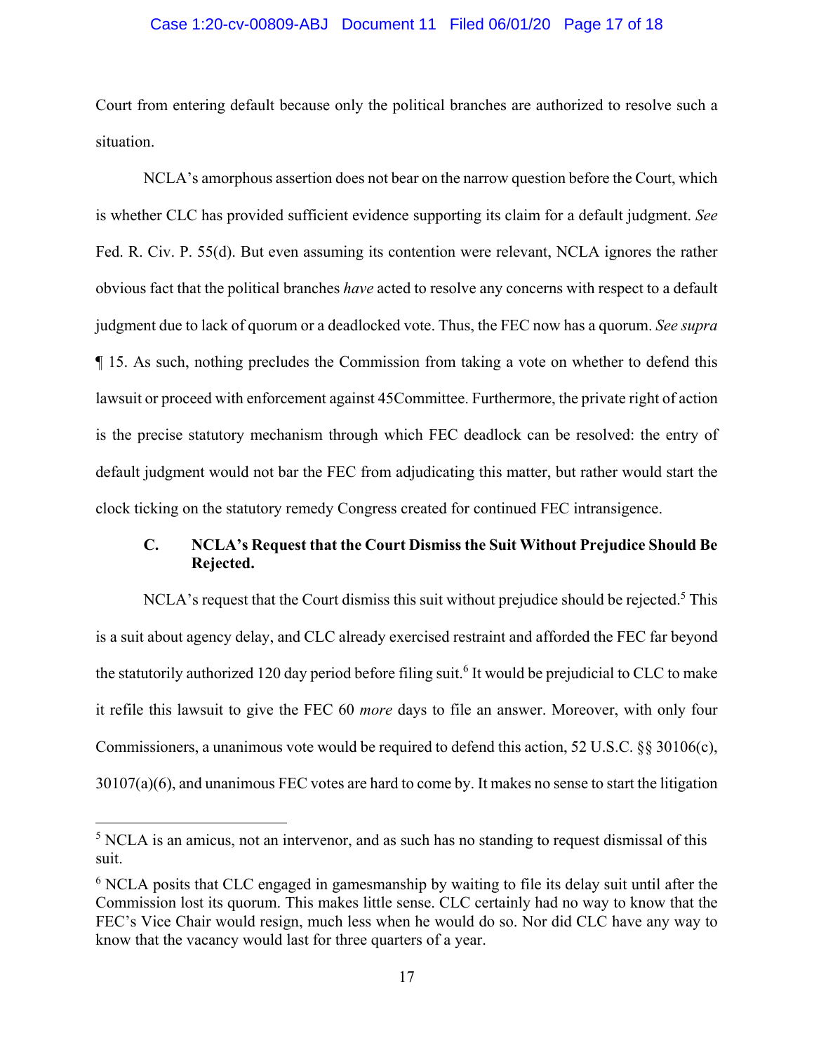Court from entering default because only the political branches are authorized to resolve such a situation.

NCLA's amorphous assertion does not bear on the narrow question before the Court, which is whether CLC has provided sufficient evidence supporting its claim for a default judgment. *See* Fed. R. Civ. P. 55(d). But even assuming its contention were relevant, NCLA ignores the rather obvious fact that the political branches *have* acted to resolve any concerns with respect to a default judgment due to lack of quorum or a deadlocked vote. Thus, the FEC now has a quorum. *See supra* ¶ 15. As such, nothing precludes the Commission from taking a vote on whether to defend this lawsuit or proceed with enforcement against 45Committee. Furthermore, the private right of action is the precise statutory mechanism through which FEC deadlock can be resolved: the entry of default judgment would not bar the FEC from adjudicating this matter, but rather would start the clock ticking on the statutory remedy Congress created for continued FEC intransigence.

### C. NCLA's Request that the Court Dismiss the Suit Without Prejudice Should Be Rejected.

NCLA's request that the Court dismiss this suit without prejudice should be rejected.[5] This is a suit about agency delay, and CLC already exercised restraint and afforded the FEC far beyond the statutorily authorized 120 day period before filing suit.[6] It would be prejudicial to CLC to make it refile this lawsuit to give the FEC 60 *more* days to file an answer. Moreover, with only four Commissioners, a unanimous vote would be required to defend this action, 52 U.S.C. §§ 30106(c), 30107(a)(6), and unanimous FEC votes are hard to come by. It makes no sense to start the litigation

[5] NCLA is an amicus, not an intervenor, and as such has no standing to request dismissal of this suit.

[6] NCLA posits that CLC engaged in gamesmanship by waiting to file its delay suit until after the Commission lost its quorum. This makes little sense. CLC certainly had no way to know that the FEC's Vice Chair would resign, much less when he would do so. Nor did CLC have any way to know that the vacancy would last for three quarters of a year.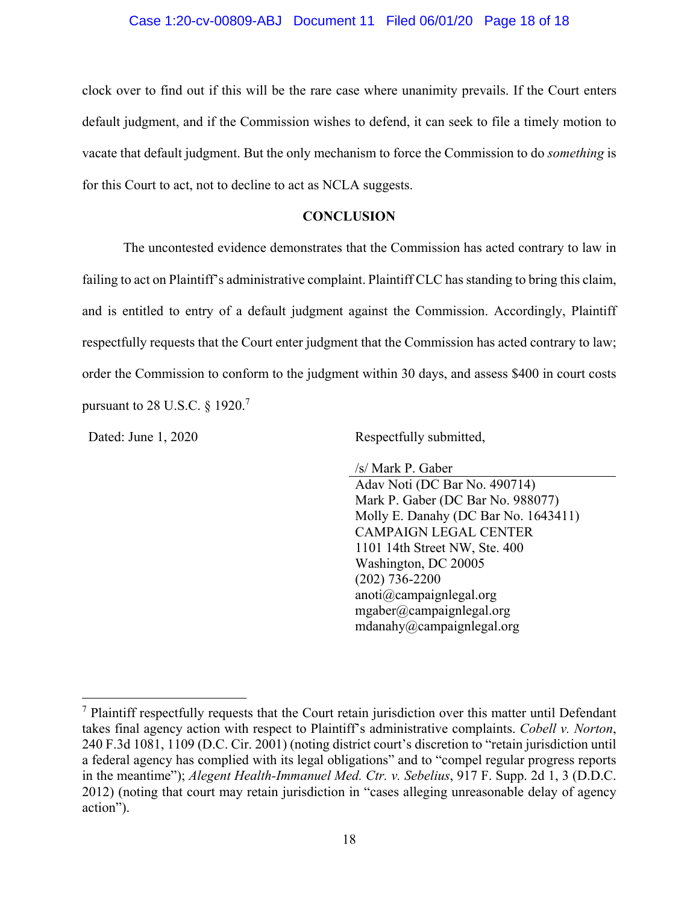clock over to find out if this will be the rare case where unanimity prevails. If the Court enters default judgment, and if the Commission wishes to defend, it can seek to file a timely motion to vacate that default judgment. But the only mechanism to force the Commission to do *something* is for this Court to act, not to decline to act as NCLA suggests.

## CONCLUSION

The uncontested evidence demonstrates that the Commission has acted contrary to law in failing to act on Plaintiff's administrative complaint. Plaintiff CLC has standing to bring this claim, and is entitled to entry of a default judgment against the Commission. Accordingly, Plaintiff respectfully requests that the Court enter judgment that the Commission has acted contrary to law; order the Commission to conform to the judgment within 30 days, and assess $400 in court costs pursuant to 28 U.S.C. § 1920.[7]

Dated: June 1, 2020

Respectfully submitted,

/s/ Mark P. Gaber
Adav Noti (DC Bar No. 490714)
Mark P. Gaber (DC Bar No. 988077)
Molly E. Danahy (DC Bar No. 1643411)
CAMPAIGN LEGAL CENTER
1101 14th Street NW, Ste. 400
Washington, DC 20005
(202) 736-2200
anoti@campaignlegal.org
mgaber@campaignlegal.org
mdanahy@campaignlegal.org

---

[7] Plaintiff respectfully requests that the Court retain jurisdiction over this matter until Defendant takes final agency action with respect to Plaintiff's administrative complaints. *Cobell v. Norton*, 240 F.3d 1081, 1109 (D.C. Cir. 2001) (noting district court's discretion to "retain jurisdiction until a federal agency has complied with its legal obligations" and to "compel regular progress reports in the meantime"); *Alegent Health-Immanuel Med. Ctr. v. Sebelius*, 917 F. Supp. 2d 1, 3 (D.D.C. 2012) (noting that court may retain jurisdiction in "cases alleging unreasonable delay of agency action").